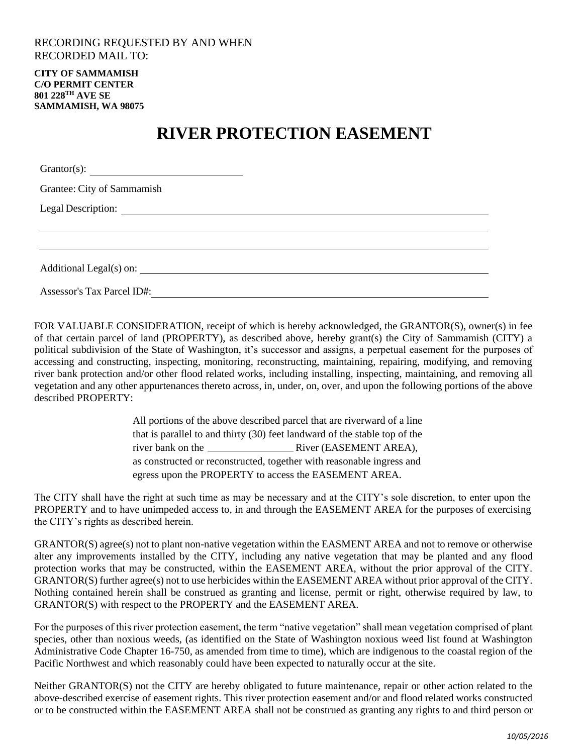RECORDING REQUESTED BY AND WHEN
RECORDED MAIL TO:

**CITY OF SAMMAMISH**
**C/O PERMIT CENTER**
**801 228TH AVE SE**
**SAMMAMISH, WA 98075**

# RIVER PROTECTION EASEMENT

Grantor(s): ______________________________

Grantee: City of Sammamish

Legal Description: ______________________________________________________________________

________________________________________________________________________________________

________________________________________________________________________________________

Additional Legal(s) on: __________________________________________________________________

Assessor's Tax Parcel ID#: ________________________________________________________________

FOR VALUABLE CONSIDERATION, receipt of which is hereby acknowledged, the GRANTOR(S), owner(s) in fee of that certain parcel of land (PROPERTY), as described above, hereby grant(s) the City of Sammamish (CITY) a political subdivision of the State of Washington, it's successor and assigns, a perpetual easement for the purposes of accessing and constructing, inspecting, monitoring, reconstructing, maintaining, repairing, modifying, and removing river bank protection and/or other flood related works, including installing, inspecting, maintaining, and removing all vegetation and any other appurtenances thereto across, in, under, on, over, and upon the following portions of the above described PROPERTY:

> All portions of the above described parcel that are riverward of a line that is parallel to and thirty (30) feet landward of the stable top of the river bank on the ________________ River (EASEMENT AREA), as constructed or reconstructed, together with reasonable ingress and egress upon the PROPERTY to access the EASEMENT AREA.

The CITY shall have the right at such time as may be necessary and at the CITY's sole discretion, to enter upon the PROPERTY and to have unimpeded access to, in and through the EASEMENT AREA for the purposes of exercising the CITY's rights as described herein.

GRANTOR(S) agree(s) not to plant non-native vegetation within the EASMENT AREA and not to remove or otherwise alter any improvements installed by the CITY, including any native vegetation that may be planted and any flood protection works that may be constructed, within the EASEMENT AREA, without the prior approval of the CITY. GRANTOR(S) further agree(s) not to use herbicides within the EASEMENT AREA without prior approval of the CITY. Nothing contained herein shall be construed as granting and license, permit or right, otherwise required by law, to GRANTOR(S) with respect to the PROPERTY and the EASEMENT AREA.

For the purposes of this river protection easement, the term "native vegetation" shall mean vegetation comprised of plant species, other than noxious weeds, (as identified on the State of Washington noxious weed list found at Washington Administrative Code Chapter 16-750, as amended from time to time), which are indigenous to the coastal region of the Pacific Northwest and which reasonably could have been expected to naturally occur at the site.

Neither GRANTOR(S) not the CITY are hereby obligated to future maintenance, repair or other action related to the above-described exercise of easement rights. This river protection easement and/or and flood related works constructed or to be constructed within the EASEMENT AREA shall not be construed as granting any rights to and third person or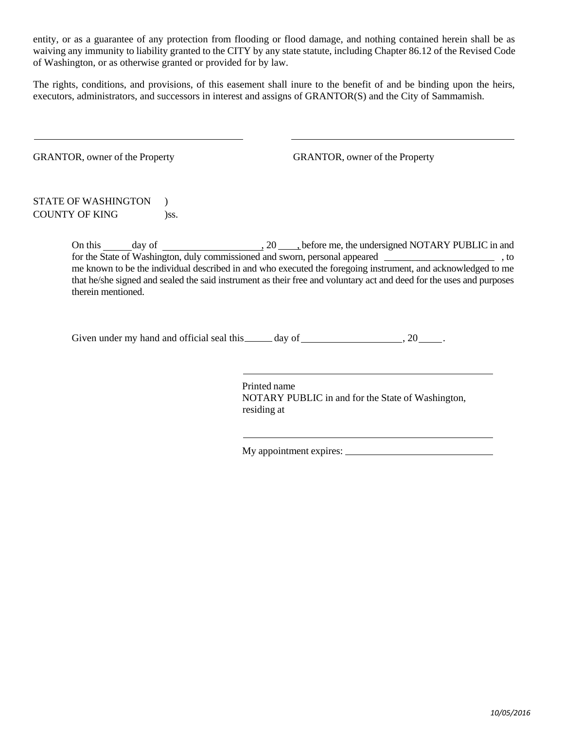entity, or as a guarantee of any protection from flooding or flood damage, and nothing contained herein shall be as waiving any immunity to liability granted to the CITY by any state statute, including Chapter 86.12 of the Revised Code of Washington, or as otherwise granted or provided for by law.

The rights, conditions, and provisions, of this easement shall inure to the benefit of and be binding upon the heirs, executors, administrators, and successors in interest and assigns of GRANTOR(S) and the City of Sammamish.

\_\_\_\_\_\_\_\_\_\_\_\_\_\_\_\_\_\_\_\_\_\_\_\_\_\_\_\_\_\_\_\_\_\_\_\_\_\_\_\_ \_\_\_\_\_\_\_\_\_\_\_\_\_\_\_\_\_\_\_\_\_\_\_\_\_\_\_\_\_\_\_\_\_\_\_\_\_\_\_\_

GRANTOR, owner of the Property GRANTOR, owner of the Property

STATE OF WASHINGTON )
COUNTY OF KING )ss.

On this \_\_\_\_\_ day of \_\_\_\_\_\_\_\_\_\_\_\_\_\_\_\_\_\_\_, 20 \_\_\_\_, before me, the undersigned NOTARY PUBLIC in and for the State of Washington, duly commissioned and sworn, personal appeared \_\_\_\_\_\_\_\_\_\_\_\_\_\_\_\_\_\_\_\_\_\_ , to me known to be the individual described in and who executed the foregoing instrument, and acknowledged to me that he/she signed and sealed the said instrument as their free and voluntary act and deed for the uses and purposes therein mentioned.

Given under my hand and official seal this \_\_\_\_\_ day of \_\_\_\_\_\_\_\_\_\_\_\_\_\_\_\_\_\_\_, 20 \_\_\_\_.

\_\_\_\_\_\_\_\_\_\_\_\_\_\_\_\_\_\_\_\_\_\_\_\_\_\_\_\_\_\_\_\_\_\_\_\_\_\_\_\_

Printed name
NOTARY PUBLIC in and for the State of Washington,
residing at

\_\_\_\_\_\_\_\_\_\_\_\_\_\_\_\_\_\_\_\_\_\_\_\_\_\_\_\_\_\_\_\_\_\_\_\_\_\_\_\_

My appointment expires: \_\_\_\_\_\_\_\_\_\_\_\_\_\_\_\_\_\_\_\_\_\_\_\_\_\_\_\_

*10/05/2016*